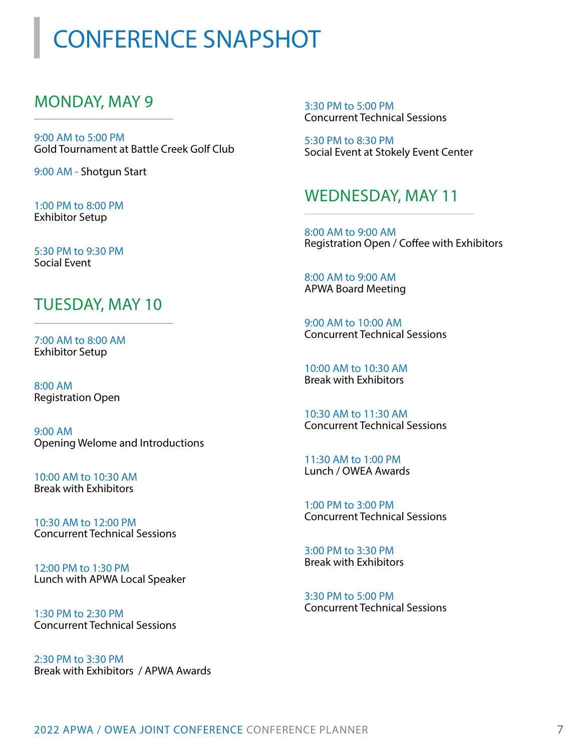# CONFERENCE SNAPSHOT

## MONDAY, MAY 9

9:00 AM to 5:00 PM
Gold Tournament at Battle Creek Golf Club

9:00 AM - Shotgun Start

1:00 PM to 8:00 PM
Exhibitor Setup

5:30 PM to 9:30 PM
Social Event

## TUESDAY, MAY 10

7:00 AM to 8:00 AM
Exhibitor Setup

8:00 AM
Registration Open

9:00 AM
Opening Welome and Introductions

10:00 AM to 10:30 AM
Break with Exhibitors

10:30 AM to 12:00 PM
Concurrent Technical Sessions

12:00 PM to 1:30 PM
Lunch with APWA Local Speaker

1:30 PM to 2:30 PM
Concurrent Technical Sessions

2:30 PM to 3:30 PM
Break with Exhibitors / APWA Awards

3:30 PM to 5:00 PM
Concurrent Technical Sessions

5:30 PM to 8:30 PM
Social Event at Stokely Event Center

## WEDNESDAY, MAY 11

8:00 AM to 9:00 AM
Registration Open / Coffee with Exhibitors

8:00 AM to 9:00 AM
APWA Board Meeting

9:00 AM to 10:00 AM
Concurrent Technical Sessions

10:00 AM to 10:30 AM
Break with Exhibitors

10:30 AM to 11:30 AM
Concurrent Technical Sessions

11:30 AM to 1:00 PM
Lunch / OWEA Awards

1:00 PM to 3:00 PM
Concurrent Technical Sessions

3:00 PM to 3:30 PM
Break with Exhibitors

3:30 PM to 5:00 PM
Concurrent Technical Sessions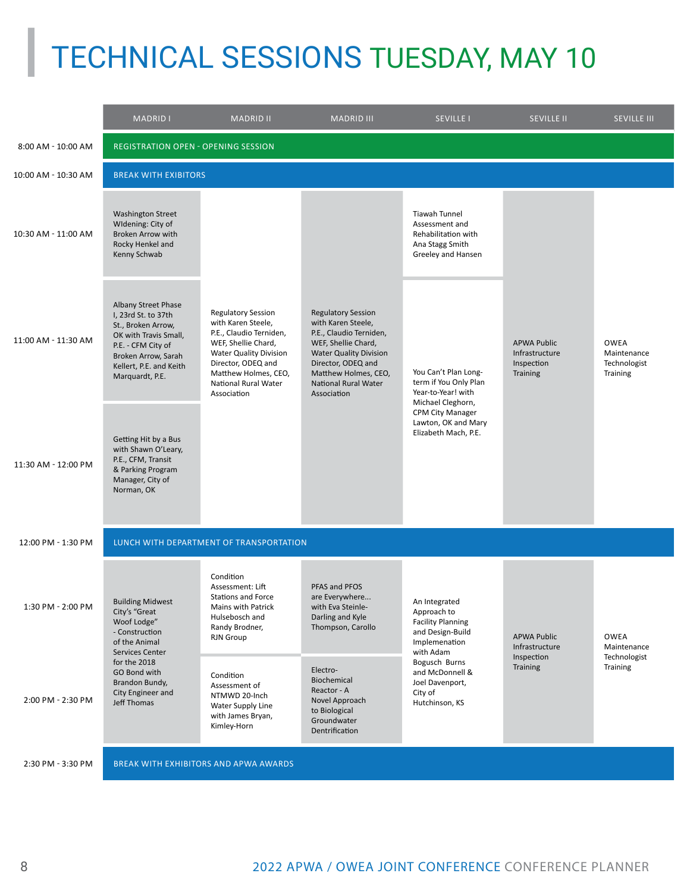# TECHNICAL SESSIONS TUESDAY, MAY 10

| | MADRID I | MADRID II | MADRID III | SEVILLE I | SEVILLE II | SEVILLE III |
|---|---|---|---|---|---|---|
| 8:00 AM - 10:00 AM | REGISTRATION OPEN - OPENING SESSION | | | | | |
| 10:00 AM - 10:30 AM | BREAK WITH EXIBITORS | | | | | |
| 10:30 AM - 11:00 AM | Washington Street WIdening: City of Broken Arrow with Rocky Henkel and Kenny Schwab | Regulatory Session with Karen Steele, P.E., Claudio Terniden, WEF, Shellie Chard, Water Quality Division Director, ODEQ and Matthew Holmes, CEO, National Rural Water Association | Regulatory Session with Karen Steele, P.E., Claudio Terniden, WEF, Shellie Chard, Water Quality Division Director, ODEQ and Matthew Holmes, CEO, National Rural Water Association | Tiawah Tunnel Assessment and Rehabilitation with Ana Stagg Smith Greeley and Hansen | APWA Public Infrastructure Inspection Training | OWEA Maintenance Technologist Training |
| 11:00 AM - 11:30 AM | Albany Street Phase I, 23rd St. to 37th St., Broken Arrow, OK with Travis Small, P.E. - CFM City of Broken Arrow, Sarah Kellert, P.E. and Keith Marquardt, P.E. | | | You Can't Plan Long-term if You Only Plan Year-to-Year! with Michael Cleghorn, CPM City Manager Lawton, OK and Mary Elizabeth Mach, P.E. | | |
| 11:30 AM - 12:00 PM | Getting Hit by a Bus with Shawn O'Leary, P.E., CFM, Transit & Parking Program Manager, City of Norman, OK | | | | | |
| 12:00 PM - 1:30 PM | LUNCH WITH DEPARTMENT OF TRANSPORTATION | | | | | |
| 1:30 PM - 2:00 PM | Building Midwest City's "Great Woof Lodge" - Construction of the Animal Services Center for the 2018 GO Bond with Brandon Bundy, City Engineer and Jeff Thomas | Condition Assessment: Lift Stations and Force Mains with Patrick Hulsebosch and Randy Brodner, RJN Group | PFAS and PFOS are Everywhere... with Eva Steinle-Darling and Kyle Thompson, Carollo | An Integrated Approach to Facility Planning and Design-Build Implementation with Adam Bogusch Burns and McDonnell & Joel Davenport, City of Hutchinson, KS | APWA Public Infrastructure Inspection Training | OWEA Maintenance Technologist Training |
| 2:00 PM - 2:30 PM | | Condition Assessment of NTMWD 20-Inch Water Supply Line with James Bryan, Kimley-Horn | Electro-Biochemical Reactor - A Novel Approach to Biological Groundwater Dentrification | | | |
| 2:30 PM - 3:30 PM | BREAK WITH EXHIBITORS AND APWA AWARDS | | | | | |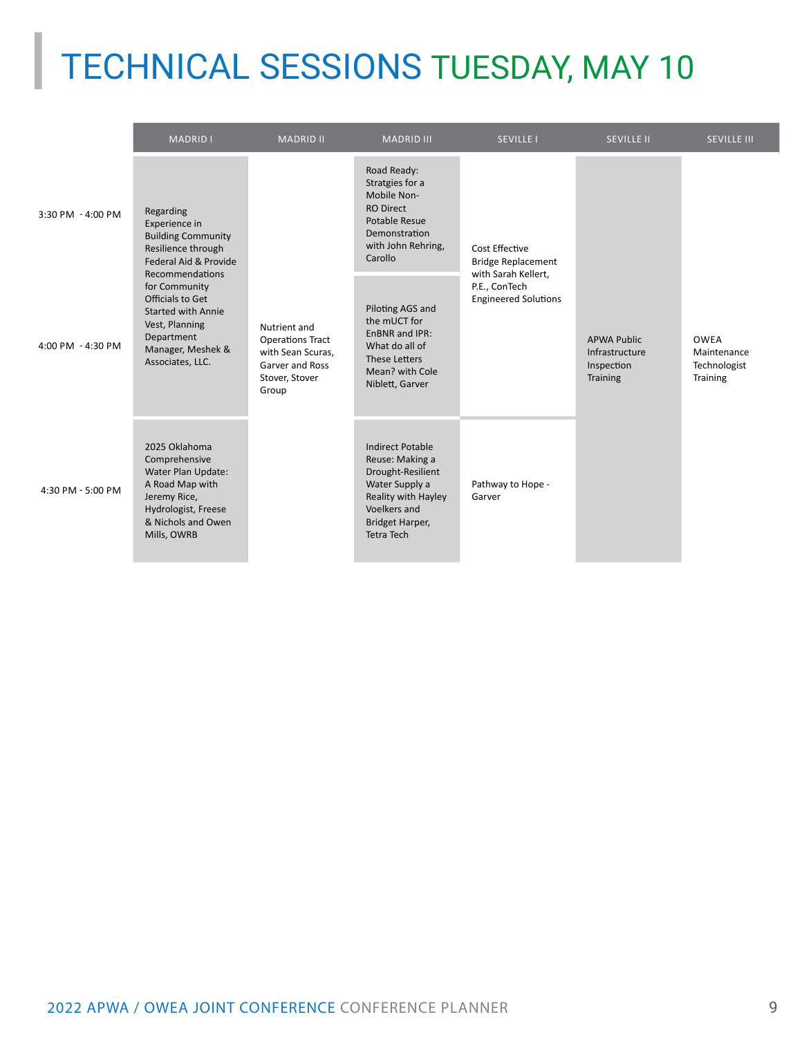# TECHNICAL SESSIONS TUESDAY, MAY 10

| | MADRID I | MADRID II | MADRID III | SEVILLE I | SEVILLE II | SEVILLE III |
|---|---|---|---|---|---|---|
| 3:30 PM - 4:00 PM | Regarding Experience in Building Community Resilience through Federal Aid & Provide Recommendations for Community Officials to Get Started with Annie Vest, Planning Department Manager, Meshek & Associates, LLC. | Nutrient and Operations Tract with Sean Scuras, Garver and Ross Stover, Stover Group | Road Ready: Stratgies for a Mobile Non-RO Direct Potable Resue Demonstration with John Rehring, Carollo | Cost Effective Bridge Replacement with Sarah Kellert, P.E., ConTech Engineered Solutions | APWA Public Infrastructure Inspection Training | OWEA Maintenance Technologist Training |
| 4:00 PM - 4:30 PM | | | Piloting AGS and the mUCT for EnBNR and IPR: What do all of These Letters Mean? with Cole Niblett, Garver | | | |
| 4:30 PM - 5:00 PM | 2025 Oklahoma Comprehensive Water Plan Update: A Road Map with Jeremy Rice, Hydrologist, Freese & Nichols and Owen Mills, OWRB | | Indirect Potable Reuse: Making a Drought-Resilient Water Supply a Reality with Hayley Voelkers and Bridget Harper, Tetra Tech | Pathway to Hope - Garver | | |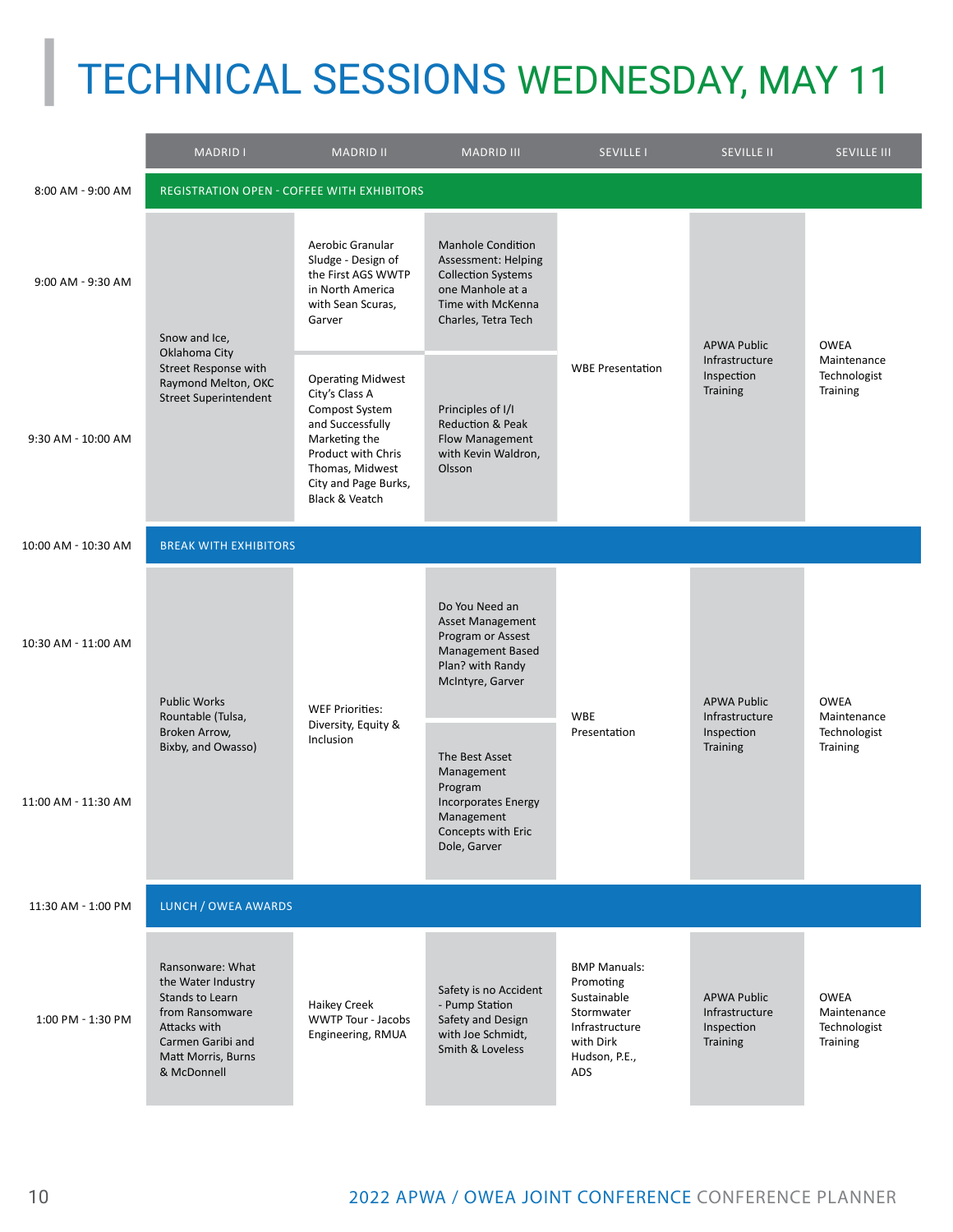# TECHNICAL SESSIONS WEDNESDAY, MAY 11

| | MADRID I | MADRID II | MADRID III | SEVILLE I | SEVILLE II | SEVILLE III |
|---|---|---|---|---|---|---|
| 8:00 AM - 9:00 AM | REGISTRATION OPEN - COFFEE WITH EXHIBITORS | | | | | |
| 9:00 AM - 9:30 AM | Snow and Ice, Oklahoma City Street Response with Raymond Melton, OKC Street Superintendent | Aerobic Granular Sludge - Design of the First AGS WWTP in North America with Sean Scuras, Garver | Manhole Condition Assessment: Helping Collection Systems one Manhole at a Time with McKenna Charles, Tetra Tech | WBE Presentation | APWA Public Infrastructure Inspection Training | OWEA Maintenance Technologist Training |
| 9:30 AM - 10:00 AM | | Operating Midwest City's Class A Compost System and Successfully Marketing the Product with Chris Thomas, Midwest City and Page Burks, Black & Veatch | Principles of I/I Reduction & Peak Flow Management with Kevin Waldron, Olsson | | | |
| 10:00 AM - 10:30 AM | BREAK WITH EXHIBITORS | | | | | |
| 10:30 AM - 11:00 AM | Public Works Rountable (Tulsa, Broken Arrow, Bixby, and Owasso) | WEF Priorities: Diversity, Equity & Inclusion | Do You Need an Asset Management Program or Assest Management Based Plan? with Randy McIntyre, Garver | WBE Presentation | APWA Public Infrastructure Inspection Training | OWEA Maintenance Technologist Training |
| 11:00 AM - 11:30 AM | | | The Best Asset Management Program Incorporates Energy Management Concepts with Eric Dole, Garver | | | |
| 11:30 AM - 1:00 PM | LUNCH / OWEA AWARDS | | | | | |
| 1:00 PM - 1:30 PM | Ransonware: What the Water Industry Stands to Learn from Ransomware Attacks with Carmen Garibi and Matt Morris, Burns & McDonnell | Haikey Creek WWTP Tour - Jacobs Engineering, RMUA | Safety is no Accident - Pump Station Safety and Design with Joe Schmidt, Smith & Loveless | BMP Manuals: Promoting Sustainable Stormwater Infrastructure with Dirk Hudson, P.E., ADS | APWA Public Infrastructure Inspection Training | OWEA Maintenance Technologist Training |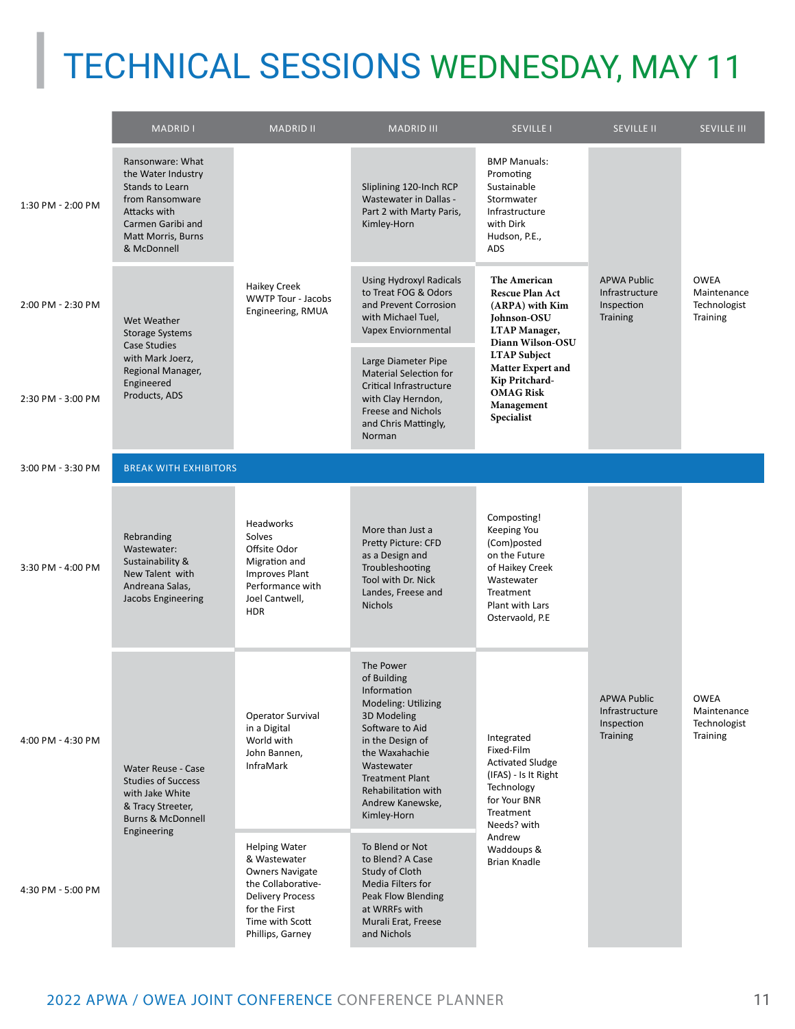# TECHNICAL SESSIONS WEDNESDAY, MAY 11

| | MADRID I | MADRID II | MADRID III | SEVILLE I | SEVILLE II | SEVILLE III |
|---|---|---|---|---|---|---|
| 1:30 PM - 2:00 PM | Ransonware: What the Water Industry Stands to Learn from Ransomware Attacks with Carmen Garibi and Matt Morris, Burns & McDonnell | Haikey Creek WWTP Tour - Jacobs Engineering, RMUA | Sliplining 120-Inch RCP Wastewater in Dallas - Part 2 with Marty Paris, Kimley-Horn | BMP Manuals: Promoting Sustainable Stormwater Infrastructure with Dirk Hudson, P.E., ADS | APWA Public Infrastructure Inspection Training | OWEA Maintenance Technologist Training |
| 2:00 PM - 2:30 PM | Wet Weather Storage Systems Case Studies with Mark Joerz, Regional Manager, Engineered Products, ADS | | Using Hydroxyl Radicals to Treat FOG & Odors and Prevent Corrosion with Michael Tuel, Vapex Enviornmental | **The American Rescue Plan Act (ARPA) with Kim Johnson-OSU LTAP Manager, Diann Wilson-OSU LTAP Subject Matter Expert and Kip Pritchard-OMAG Risk Management Specialist** | | |
| 2:30 PM - 3:00 PM | | | Large Diameter Pipe Material Selection for Critical Infrastructure with Clay Herndon, Freese and Nichols and Chris Mattingly, Norman | | | |
| 3:00 PM - 3:30 PM | BREAK WITH EXHIBITORS | | | | | |
| 3:30 PM - 4:00 PM | Rebranding Wastewater: Sustainability & New Talent with Andreana Salas, Jacobs Engineering | Headworks Solves Offsite Odor Migration and Improves Plant Performance with Joel Cantwell, HDR | More than Just a Pretty Picture: CFD as a Design and Troubleshooting Tool with Dr. Nick Landes, Freese and Nichols | Composting! Keeping You (Com)posted on the Future of Haikey Creek Wastewater Treatment Plant with Lars Ostervaold, P.E | APWA Public Infrastructure Inspection Training | OWEA Maintenance Technologist Training |
| 4:00 PM - 4:30 PM | Water Reuse - Case Studies of Success with Jake White & Tracy Streeter, Burns & McDonnell Engineering | Operator Survival in a Digital World with John Bannen, InfraMark | The Power of Building Information Modeling: Utilizing 3D Modeling Software to Aid in the Design of the Waxahachie Wastewater Treatment Plant Rehabilitation with Andrew Kanewske, Kimley-Horn | Integrated Fixed-Film Activated Sludge (IFAS) - Is It Right Technology for Your BNR Treatment Needs? with Andrew Waddoups & Brian Knadle | | |
| 4:30 PM - 5:00 PM | | Helping Water & Wastewater Owners Navigate the Collaborative-Delivery Process for the First Time with Scott Phillips, Garney | To Blend or Not to Blend? A Case Study of Cloth Media Filters for Peak Flow Blending at WRRFs with Murali Erat, Freese and Nichols | | | |